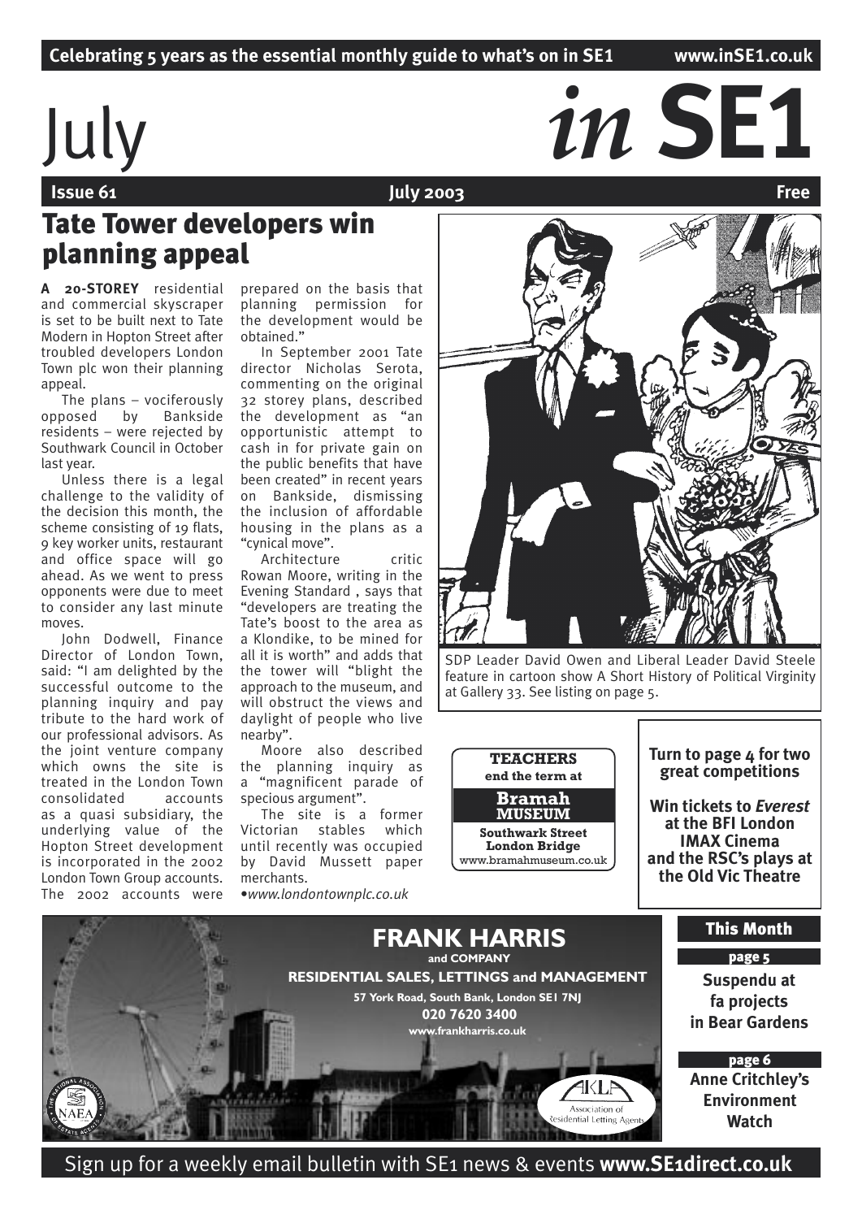Celebrating 5 years as the essential monthly guide to what's on in SE1 www.inSE1.co.uk

# July *in* SE1

**Issue 61** July 2003 **Free**

## Tate Tower developers win planning appeal

**A 20-STOREY** residential and commercial skyscraper is set to be built next to Tate Modern in Hopton Street after troubled developers London Town plc won their planning appeal.

The plans – vociferously opposed by Bankside residents – were rejected by Southwark Council in October last year.

Unless there is a legal challenge to the validity of the decision this month, the scheme consisting of 19 flats, 9 key worker units, restaurant and office space will go ahead. As we went to press opponents were due to meet to consider any last minute moves.

John Dodwell, Finance Director of London Town, said: "I am delighted by the successful outcome to the planning inquiry and pay tribute to the hard work of our professional advisors. As the joint venture company which owns the site is treated in the London Town consolidated accounts as a quasi subsidiary, the underlying value of the Hopton Street development is incorporated in the 2002 London Town Group accounts. The 2002 accounts were prepared on the basis that planning permission for the development would be obtained."

In September 2001 Tate director Nicholas Serota, commenting on the original 32 storey plans, described the development as "an opportunistic attempt to cash in for private gain on the public benefits that have been created" in recent years on Bankside, dismissing the inclusion of affordable housing in the plans as a "cynical move".

Architecture critic Rowan Moore, writing in the Evening Standard , says that "developers are treating the Tate's boost to the area as a Klondike, to be mined for all it is worth" and adds that the tower will "blight the approach to the museum, and will obstruct the views and daylight of people who live nearby".

Moore also described the planning inquiry as a "magnificent parade of specious argument".

The site is a former Victorian stables which until recently was occupied by David Mussett paper merchants.

•*www.londontownplc.co.uk*

SDP Leader David Owen and Liberal Leader David Steele feature in cartoon show A Short History of Political Virginity at Gallery 33. See listing on page 5.

**TEACHERS**
**end the term at**
**Bramah MUSEUM**
**Southwark Street London Bridge**
www.bramahmuseum.co.uk

**Turn to page 4 for two great competitions**

**Win tickets to *Everest* at the BFI London IMAX Cinema and the RSC's plays at the Old Vic Theatre**

**FRANK HARRIS**
**and COMPANY**
**RESIDENTIAL SALES, LETTINGS and MANAGEMENT**
**57 York Road, South Bank, London SE1 7NJ**
**020 7620 3400**
**www.frankharris.co.uk**

Association of Residential Letting Agents

### This Month

**page 5**
**Suspendu at fa projects in Bear Gardens**

**page 6**
**Anne Critchley's Environment Watch**

Sign up for a weekly email bulletin with SE1 news & events **www.SE1direct.co.uk**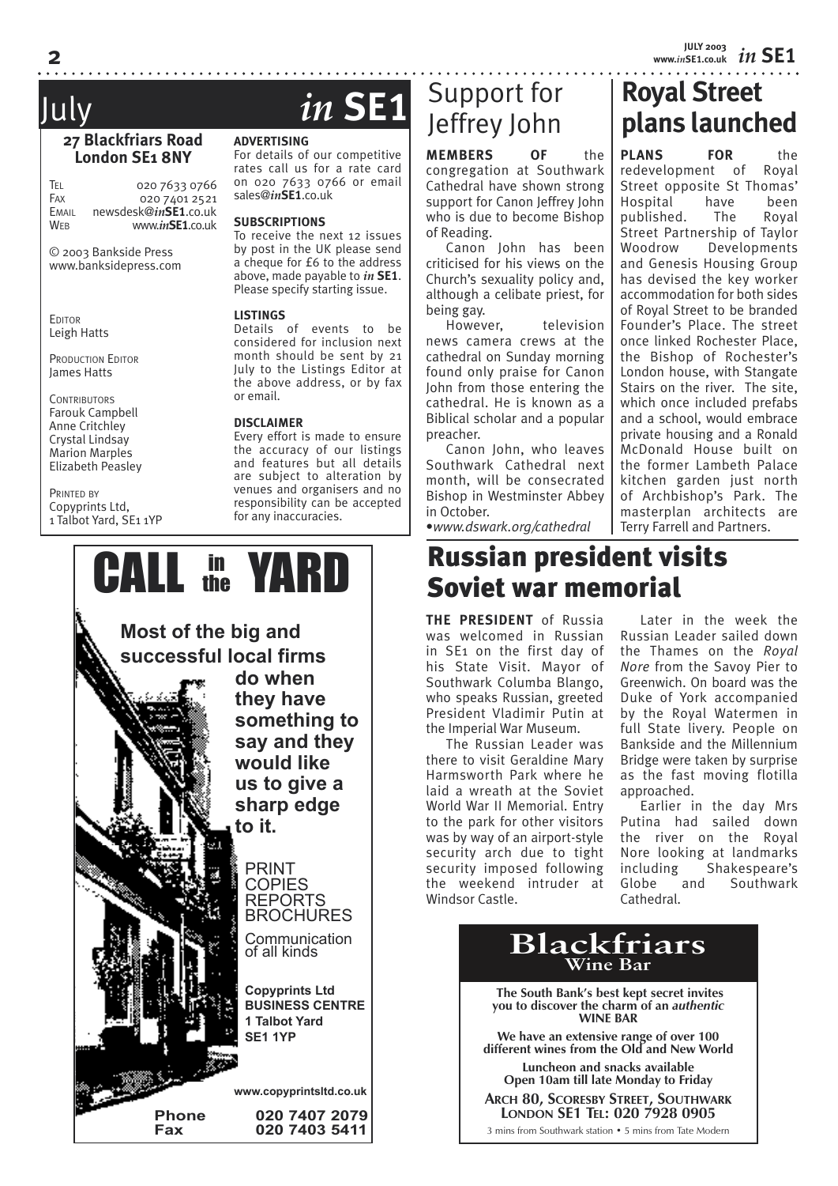# July *in* SE1

**27 Blackfriars Road**
**London SE1 8NY**

Tel 020 7633 0766
Fax 020 7401 2521
Email newsdesk@*in*SE1.co.uk
Web www.*in*SE1.co.uk

© 2003 Bankside Press
www.banksidepress.com

Editor
Leigh Hatts

Production Editor
James Hatts

Contributors
Farouk Campbell
Anne Critchley
Crystal Lindsay
Marion Marples
Elizabeth Peasley

Printed by
Copyprints Ltd,
1 Talbot Yard, SE1 1YP

**ADVERTISING**
For details of our competitive rates call us for a rate card on 020 7633 0766 or email sales@*in*SE1.co.uk

**SUBSCRIPTIONS**
To receive the next 12 issues by post in the UK please send a cheque for £6 to the address above, made payable to *in* SE1. Please specify starting issue.

**LISTINGS**
Details of events to be considered for inclusion next month should be sent by 21 July to the Listings Editor at the above address, or by fax or email.

**DISCLAIMER**
Every effort is made to ensure the accuracy of our listings and features but all details are subject to alteration by venues and organisers and no responsibility can be accepted for any inaccuracies.

## Support for Jeffrey John

**MEMBERS OF** the congregation at Southwark Cathedral have shown strong support for Canon Jeffrey John who is due to become Bishop of Reading.

Canon John has been criticised for his views on the Church's sexuality policy and, although a celibate priest, for being gay.

However, television news camera crews at the cathedral on Sunday morning found only praise for Canon John from those entering the cathedral. He is known as a Biblical scholar and a popular preacher.

Canon John, who leaves Southwark Cathedral next month, will be consecrated Bishop in Westminster Abbey in October.

•*www.dswark.org/cathedral*

## Royal Street plans launched

**PLANS FOR** the redevelopment of Royal Street opposite St Thomas' Hospital have been published. The Royal Street Partnership of Taylor Woodrow Developments and Genesis Housing Group has devised the key worker accommodation for both sides of Royal Street to be branded Founder's Place. The street once linked Rochester Place, the Bishop of Rochester's London house, with Stangate Stairs on the river. The site, which once included prefabs and a school, would embrace private housing and a Ronald McDonald House built on the former Lambeth Palace kitchen garden just north of Archbishop's Park. The masterplan architects are Terry Farrell and Partners.

# CALL in the YARD

**Most of the big and successful local firms do when they have something to say and they would like us to give a sharp edge to it.**

PRINT
COPIES
REPORTS
BROCHURES

Communication of all kinds

**Copyprints Ltd**
**BUSINESS CENTRE**
**1 Talbot Yard**
**SE1 1YP**

**www.copyprintsltd.co.uk**

**Phone 020 7407 2079**
**Fax 020 7403 5411**

## Russian president visits Soviet war memorial

**THE PRESIDENT** of Russia was welcomed in Russian in SE1 on the first day of his State Visit. Mayor of Southwark Columba Blango, who speaks Russian, greeted President Vladimir Putin at the Imperial War Museum.

The Russian Leader was there to visit Geraldine Mary Harmsworth Park where he laid a wreath at the Soviet World War II Memorial. Entry to the park for other visitors was by way of an airport-style security arch due to tight security imposed following the weekend intruder at Windsor Castle.

Later in the week the Russian Leader sailed down the Thames on the *Royal Nore* from the Savoy Pier to Greenwich. On board was the Duke of York accompanied by the Royal Watermen in full State livery. People on Bankside and the Millennium Bridge were taken by surprise as the fast moving flotilla approached.

Earlier in the day Mrs Putina had sailed down the river on the Royal Nore looking at landmarks including Shakespeare's Globe and Southwark Cathedral.

**Blackfriars**
**Wine Bar**

**The South Bank's best kept secret invites you to discover the charm of an *authentic* WINE BAR**

**We have an extensive range of over 100 different wines from the Old and New World**

**Luncheon and snacks available**
**Open 10am till late Monday to Friday**

**Arch 80, Scoresby Street, Southwark London SE1 Tel: 020 7928 0905**

3 mins from Southwark station • 5 mins from Tate Modern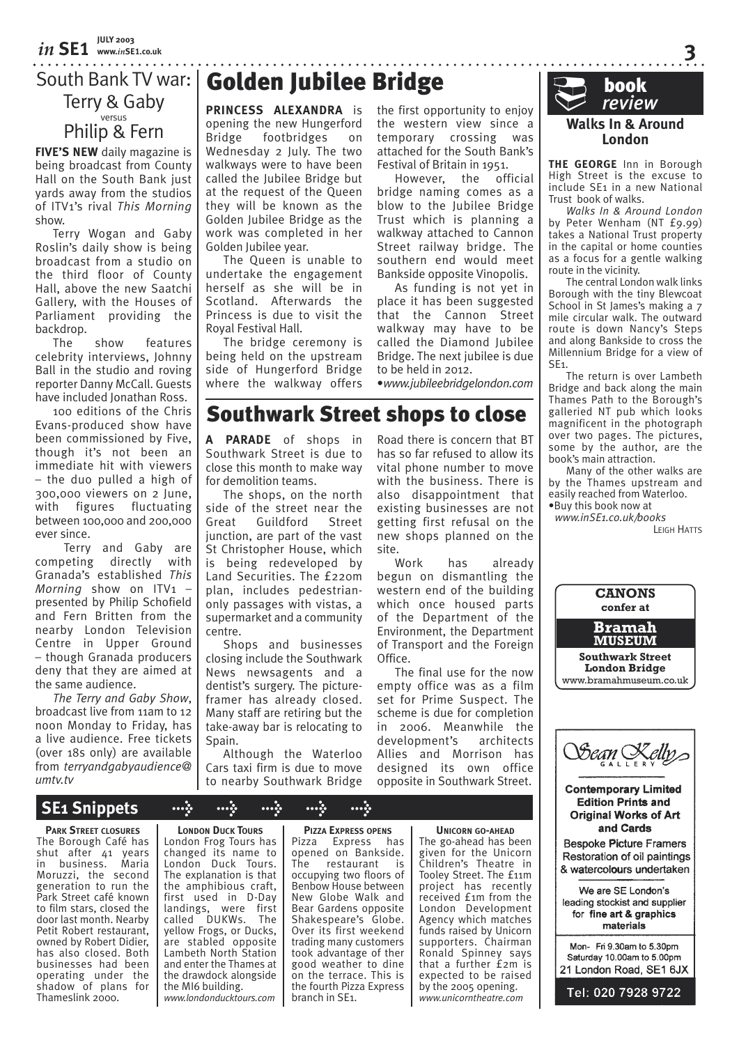# South Bank TV war: Terry & Gaby versus Philip & Fern

**FIVE'S NEW** daily magazine is being broadcast from County Hall on the South Bank just yards away from the studios of ITV1's rival *This Morning* show.

Terry Wogan and Gaby Roslin's daily show is being broadcast from a studio on the third floor of County Hall, above the new Saatchi Gallery, with the Houses of Parliament providing the backdrop.

The show features celebrity interviews, Johnny Ball in the studio and roving reporter Danny McCall. Guests have included Jonathan Ross.

100 editions of the Chris Evans-produced show have been commissioned by Five, though it's not been an immediate hit with viewers – the duo pulled a high of 300,000 viewers on 2 June, with figures fluctuating between 100,000 and 200,000 ever since.

Terry and Gaby are competing directly with Granada's established *This Morning* show on ITV1 – presented by Philip Schofield and Fern Britten from the nearby London Television Centre in Upper Ground – though Granada producers deny that they are aimed at the same audience.

*The Terry and Gaby Show*, broadcast live from 11am to 12 noon Monday to Friday, has a live audience. Free tickets (over 18s only) are available from *terryandgabyaudience@umtv.tv*

# Golden Jubilee Bridge

**PRINCESS ALEXANDRA** is opening the new Hungerford Bridge footbridges on Wednesday 2 July. The two walkways were to have been called the Jubilee Bridge but at the request of the Queen they will be known as the Golden Jubilee Bridge as the work was completed in her Golden Jubilee year.

The Queen is unable to undertake the engagement herself as she will be in Scotland. Afterwards the Princess is due to visit the Royal Festival Hall.

The bridge ceremony is being held on the upstream side of Hungerford Bridge where the walkway offers the first opportunity to enjoy the western view since a temporary crossing was attached for the South Bank's Festival of Britain in 1951.

However, the official bridge naming comes as a blow to the Jubilee Bridge Trust which is planning a walkway attached to Cannon Street railway bridge. The southern end would meet Bankside opposite Vinopolis.

As funding is not yet in place it has been suggested that the Cannon Street walkway may have to be called the Diamond Jubilee Bridge. The next jubilee is due to be held in 2012.

•*www.jubileebridgelondon.com*

# Southwark Street shops to close

**A PARADE** of shops in Southwark Street is due to close this month to make way for demolition teams.

The shops, on the north side of the street near the Great Guildford Street junction, are part of the vast St Christopher House, which is being redeveloped by Land Securities. The £220m plan, includes pedestrian-only passages with vistas, a supermarket and a community centre.

Shops and businesses closing include the Southwark News newsagents and a dentist's surgery. The picture-framer has already closed. Many staff are retiring but the take-away bar is relocating to Spain.

Although the Waterloo Cars taxi firm is due to move to nearby Southwark Bridge Road there is concern that BT has so far refused to allow its vital phone number to move with the business. There is also disappointment that existing businesses are not getting first refusal on the new shops planned on the site.

Work has already begun on dismantling the western end of the building which once housed parts of the Department of the Environment, the Department of Transport and the Foreign Office.

The final use for the now empty office was as a film set for Prime Suspect. The scheme is due for completion in 2006. Meanwhile the development's architects Allies and Morrison has designed its own office opposite in Southwark Street.

# book review

## Walks In & Around London

**THE GEORGE** Inn in Borough High Street is the excuse to include SE1 in a new National Trust book of walks.

*Walks In & Around London* by Peter Wenham (NT £9.99) takes a National Trust property in the capital or home counties as a focus for a gentle walking route in the vicinity.

The central London walk links Borough with the tiny Blewcoat School in St James's making a 7 mile circular walk. The outward route is down Nancy's Steps and along Bankside to cross the Millennium Bridge for a view of SE1.

The return is over Lambeth Bridge and back along the main Thames Path to the Borough's galleried NT pub which looks magnificent in the photograph over two pages. The pictures, some by the author, are the book's main attraction.

Many of the other walks are by the Thames upstream and easily reached from Waterloo.

•Buy this book now at *www.inSE1.co.uk/books*

LEIGH HATTS

**CANONS**
**confer at**
**Bramah MUSEUM**
**Southwark Street**
**London Bridge**
www.bramahmuseum.co.uk

Sean Kelly GALLERY

**Contemporary Limited Edition Prints and Original Works of Art and Cards**

Bespoke Picture Framers
Restoration of oil paintings & watercolours undertaken

We are SE London's leading stockist and supplier for **fine art & graphics materials**

Mon- Fri 9.30am to 5.30pm
Saturday 10.00am to 5.00pm
21 London Road, SE1 6JX

Tel: 020 7928 9722

# SE1 Snippets

**PARK STREET CLOSURES**
The Borough Café has shut after 41 years in business. Maria Moruzzi, the second generation to run the Park Street café known to film stars, closed the door last month. Nearby Petit Robert restaurant, owned by Robert Didier, has also closed. Both businesses had been operating under the shadow of plans for Thameslink 2000.

**LONDON DUCK TOURS**
London Frog Tours has changed its name to London Duck Tours. The explanation is that the amphibious craft, first used in D-Day landings, were first called DUKWs. The yellow Frogs, or Ducks, are stabled opposite Lambeth North Station and enter the Thames at the drawdock alongside the MI6 building.
*www.londonducktours.com*

**PIZZA EXPRESS OPENS**
Pizza Express has opened on Bankside. The restaurant is occupying two floors of Benbow House between New Globe Walk and Bear Gardens opposite Shakespeare's Globe. Over its first weekend trading many customers took advantage of ther good weather to dine on the terrace. This is the fourth Pizza Express branch in SE1.

**UNICORN GO-AHEAD**
The go-ahead has been given for the Unicorn Children's Theatre in Tooley Street. The £11m project has recently received £1m from the London Development Agency which matches funds raised by Unicorn supporters. Chairman Ronald Spinney says that a further £2m is expected to be raised by the 2005 opening.
*www.unicorntheatre.com*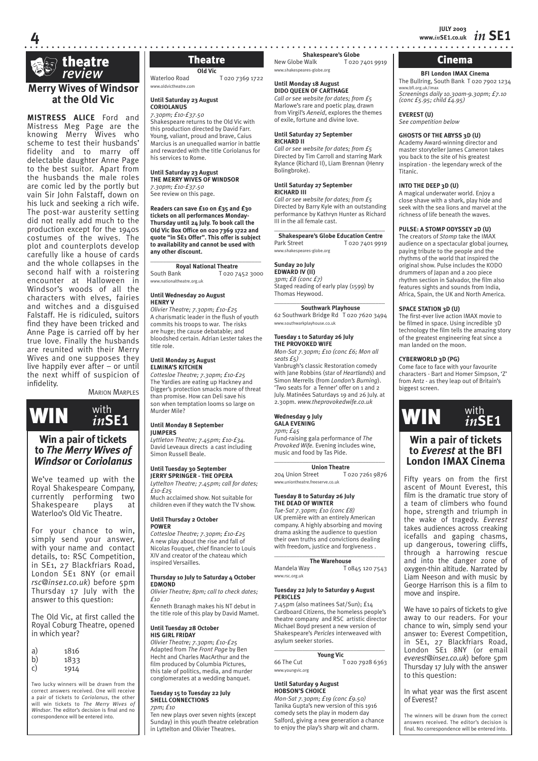# theatre *review*

## Merry Wives of Windsor at the Old Vic

**MISTRESS ALICE** Ford and Mistress Meg Page are the knowing Merry Wives who scheme to test their husbands' fidelity and to marry off delectable daughter Anne Page to the best suitor. Apart from the husbands the male roles are comic led by the portly but vain Sir John Falstaff, down on his luck and seeking a rich wife. The post-war austerity setting did not really add much to the production except for the 1940s costumes of the wives. The plot and counterplots develop carefully like a house of cards and the whole collapses in the second half with a roistering encounter at Halloween in Windsor's woods of all the characters with elves, fairies and witches and a disguised Falstaff. He is ridiculed, suitors find they have been tricked and Anne Page is carried off by her true love. Finally the husbands are reunited with their Merry Wives and one supposes they live happily ever after – or until the next whiff of suspicion of infidelity.

MARION MARPLES

## WIN with *in*SE1

### Win a pair of tickets to *The Merry Wives of Windsor* or *Coriolanus*

We've teamed up with the Royal Shakespeare Company, currently performing two Shakespeare plays at Waterloo's Old Vic Theatre.

For your chance to win, simply send your answer, with your name and contact details, to: RSC Competition, in SE1, 27 Blackfriars Road, London SE1 8NY (or email *rsc@inse1.co.uk*) before 5pm Thursday 17 July with the answer to this question:

The Old Vic, at first called the Royal Coburg Theatre, opened in which year?

a) 1816
b) 1833
c) 1914

Two lucky winners will be drawn from the correct answers received. One will receive a pair of tickets to *Coriolanus*, the other will win tickets to *The Merry Wives of Windsor*. The editor's decision is final and no correspondence will be entered into.

## Theatre

**Old Vic**
Waterloo Road T 020 7369 1722
www.oldvictheatre.com

**Until Saturday 23 August**
**CORIOLANUS**
*7.30pm; £10-£37.50*
Shakespeare returns to the Old Vic with this production directed by David Farr. Young, valiant, proud and brave, Caius Marcius is an unequalled warrior in battle and rewarded with the title Coriolanus for his services to Rome.

**Until Saturday 23 August**
**THE MERRY WIVES OF WINDSOR**
*7.30pm; £10-£37.50*
See review on this page.

**Readers can save £10 on £35 and £30 tickets on all performances Monday-Thursday until 24 July. To book call the Old Vic Box Office on 020 7369 1722 and quote "in SE1 Offer". This offer is subject to availability and cannot be used with any other discount.**

**Royal National Theatre**
South Bank T 020 7452 3000
www.nationaltheatre.org.uk

**Until Wednesday 20 August**
**HENRY V**
*Olivier Theatre; 7.30pm; £10-£25*
A charismatic leader in the flush of youth commits his troops to war. The risks are huge; the cause debatable; and bloodshed certain. Adrian Lester takes the title role.

**Until Monday 25 August**
**ELMINA'S KITCHEN**
*Cottesloe Theatre; 7.30pm; £10-£25*
The Yardies are eating up Hackney and Digger's protection smacks more of threat than promise. How can Deli save his son when temptation looms so large on Murder Mile?

**Until Monday 8 September**
**JUMPERS**
*Lyttleton Theatre; 7.45pm; £10-£34.*
David Leveaux directs a cast including Simon Russell Beale.

**Until Tuesday 30 September**
**JERRY SPRINGER - THE OPERA**
*Lyttleton Theatre; 7.45pm; call for dates; £10-£25*
Much acclaimed show. Not suitable for children even if they watch the TV show.

**Until Thursday 2 October**
**POWER**
*Cottesloe Theatre; 7.30pm; £10-£25*
A new play about the rise and fall of Nicolas Fouquet, chief financier to Louis XIV and creator of the chateau which inspired Versailles.

**Thursday 10 July to Saturday 4 October**
**EDMOND**
*Olivier Theatre; 8pm; call to check dates; £10*
Kenneth Branagh makes his NT debut in the title role of this play by David Mamet.

**Until Tuesday 28 October**
**HIS GIRL FRIDAY**
*Olivier Theatre; 7.30pm; £10-£25*
Adapted from *The Front Page* by Ben Hecht and Charles MacArthur and the film produced by Columbia Pictures, this tale of politics, media, and murder conglomerates at a wedding banquet.

**Tuesday 15 to Tuesday 22 July**
**SHELL CONNECTIONS**
*7pm; £10*
Ten new plays over seven nights (except Sunday) in this youth theatre celebration in Lyttelton and Olivier Theatres.

**Shakespeare's Globe**
New Globe Walk T 020 7401 9919
www.shakespeares-globe.org

**Until Monday 18 August**
**DIDO QUEEN OF CARTHAGE**
*Call or see website for dates; from £5*
Marlowe's rare and poetic play, drawn from Virgil's *Aeneid*, explores the themes of exile, fortune and divine love.

**Until Saturday 27 September**
**RICHARD II**
*Call or see website for dates; from £5*
Directed by Tim Carroll and starring Mark Rylance (Richard II), Liam Brennan (Henry Bolingbroke).

**Until Saturday 27 September**
**RICHARD III**
*Call or see website for dates; from £5*
Directed by Barry Kyle with an outstanding performance by Kathryn Hunter as Richard III in the all female cast.

**Shakespeare's Globe Education Centre**
Park Street T 020 7401 9919
www.shakespeares-globe.org

**Sunday 20 July**
**EDWARD IV (II)**
*3pm; £8 (conc £7)*
Staged reading of early play (1599) by Thomas Heywood.

**Southwark Playhouse**
62 Southwark Bridge Rd T 020 7620 3494
www.southwarkplayhouse.co.uk

**Tuesday 1 to Saturday 26 July**
**THE PROVOKED WIFE**
*Mon-Sat 7.30pm; £10 (conc £6; Mon all seats £5)*
Vanbrugh's classic Restoration comedy with Jane Robbins (star of *Heartlands*) and Simon Merrells (from *London's Burning*). 'Two seats for a Tenner' offer on 1 and 2 July. Matinées Saturdays 19 and 26 July. at 2.30pm. *www.theprovokedwife.co.uk*

**Wednesday 9 July**
**GALA EVENING**
*7pm; £45*
Fund-raising gala performance of *The Provoked Wife*. Evening includes wine, music and food by Tas Pide.

**Union Theatre**
204 Union Street T 020 7261 9876
www.uniontheatre.freeserve.co.uk

**Tuesday 8 to Saturday 26 July**
**THE DEAD OF WINTER**
*Tue-Sat 7.30pm; £10 (conc £8)*
UK première with an entirely American company. A highly absorbing and moving drama asking the audience to question their own truths and convictions dealing with freedom, justice and forgiveness .

**The Warehouse**
Mandela Way T 0845 120 7543
www.rsc.org.uk

**Tuesday 22 July to Saturday 9 August**
**PERICLES**
7.45pm (also matinees Sat/Sun); £14
Cardboard Citizens, the homeless people's theatre company and RSC artistic director Michael Boyd present a new version of Shakespeare's *Pericles* interweaved with asylum seeker stories.

**Young Vic**
66 The Cut T 020 7928 6363
www.youngvic.org

**Until Saturday 9 August**
**HOBSON'S CHOICE**
*Mon-Sat 7.30pm; £19 (conc £9.50)*
Tanika Gupta's new version of this 1916 comedy sets the play in modern day Salford, giving a new generation a chance to enjoy the play's sharp wit and charm.

## Cinema

**BFI London IMAX Cinema**
The Bullring, South Bank T 020 7902 1234
www.bfi.org.uk/imax
*Screenings daily 10.30am-9.30pm; £7.10 (conc £5.95; child £4.95)*

**EVEREST (U)**
*See competition below*

**GHOSTS OF THE ABYSS 3D (U)**
Academy Award-winning director and master storyteller James Cameron takes you back to the site of his greatest inspiration - the legendary wreck of the Titanic.

**INTO THE DEEP 3D (U)**
A magical underwater world. Enjoy a close shave with a shark, play hide and seek with the sea lions and marvel at the richness of life beneath the waves.

**PULSE: A STOMP ODYSSEY 2D (U)**
The creators of *Stomp* take the IMAX audience on a spectacular global journey, paying tribute to the people and the rhythms of the world that inspired the original show. Pulse includes the KODO drummers of Japan and a 200 piece rhythm section in Salvador, the film also features sights and sounds from India, Africa, Spain, the UK and North America.

**SPACE STATION 3D (U)**
The first-ever live action IMAX movie to be filmed in space. Using incredible 3D technology the film tells the amazing story of the greatest engineering feat since a man landed on the moon.

**CYBERWORLD 3D (PG)**
Come face to face with your favourite characters - Bart and Homer Simpson, 'Z' from Antz - as they leap out of Britain's biggest screen.

## WIN with *in*SE1

### Win a pair of tickets to *Everest* at the BFI London IMAX Cinema

Fifty years on from the first ascent of Mount Everest, this film is the dramatic true story of a team of climbers who found hope, strength and triumph in the wake of tragedy. *Everest* takes audiences across creaking icefalls and gaping chasms, up dangerous, towering cliffs, through a harrowing rescue and into the danger zone of oxygen-thin altitude. Narrated by Liam Neeson and with music by George Harrison this is a film to move and inspire.

We have 10 pairs of tickets to give away to our readers. For your chance to win, simply send your answer to: Everest Competition, in SE1, 27 Blackfriars Road, London SE1 8NY (or email *everest@inse1.co.uk*) before 5pm Thursday 17 July with the answer to this question:

In what year was the first ascent of Everest?

The winners will be drawn from the correct answers received. The editor's decision is final. No correspondence will be entered into.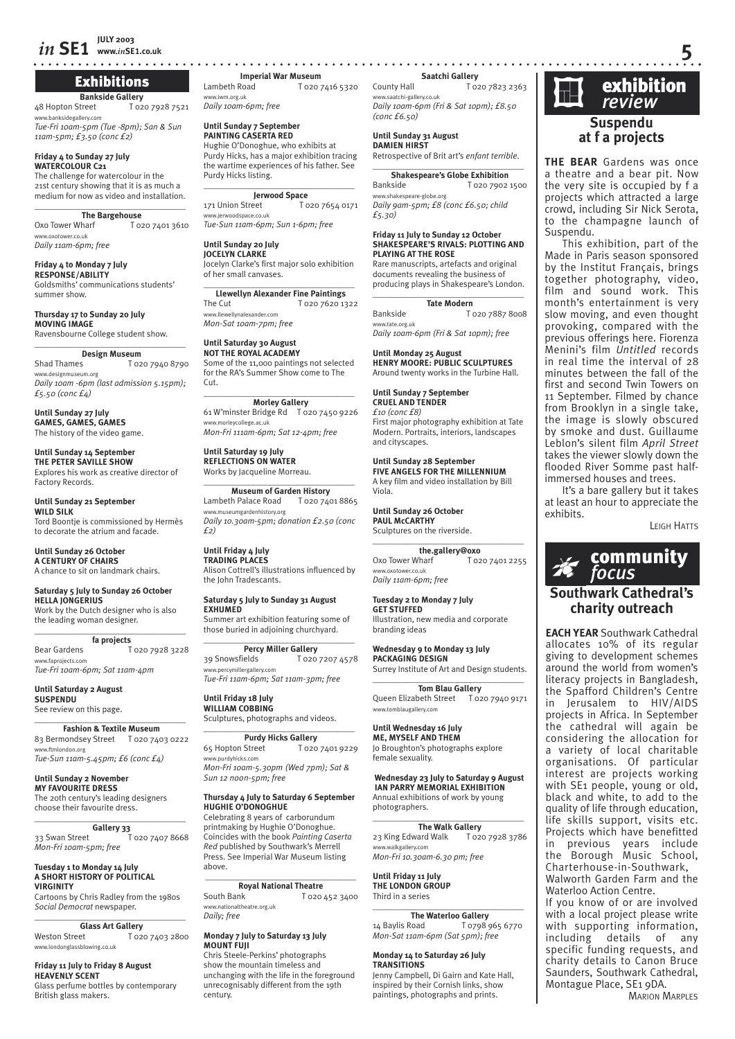# Exhibitions

### Bankside Gallery

48 Hopton Street T 020 7928 7521
www.banksidegallery.com
*Tue-Fri 10am-5pm (Tue -8pm); San & Sun 11am-5pm; £3.50 (conc £2)*

**Friday 4 to Sunday 27 July**
**WATERCOLOUR C21**
The challenge for watercolour in the 21st century showing that it is as much a medium for now as video and installation.

### The Bargehouse

Oxo Tower Wharf T 020 7401 3610
www.oxotower.co.uk
*Daily 11am-6pm; free*

**Friday 4 to Monday 7 July**
**RESPONSE/ABILITY**
Goldsmiths' communications students' summer show.

**Thursday 17 to Sunday 20 July**
**MOVING IMAGE**
Ravensbourne College student show.

### Design Museum

Shad Thames T 020 7940 8790
www.designmuseum.org
*Daily 10am -6pm (last admission 5.15pm); £5.50 (conc £4)*

**Until Sunday 27 July**
**GAMES, GAMES, GAMES**
The history of the video game.

**Until Sunday 14 September**
**THE PETER SAVILLE SHOW**
Explores his work as creative director of Factory Records.

**Until Sunday 21 September**
**WILD SILK**
Tord Boontje is commissioned by Hermès to decorate the atrium and facade.

**Until Sunday 26 October**
**A CENTURY OF CHAIRS**
A chance to sit on landmark chairs.

**Saturday 5 July to Sunday 26 October**
**HELLA JONGERIUS**
Work by the Dutch designer who is also the leading woman designer.

### fa projects

Bear Gardens T 020 7928 3228
www.faprojects.com
*Tue-Fri 10am-6pm; Sat 11am-4pm*

**Until Saturday 2 August**
**SUSPENDU**
See review on this page.

### Fashion & Textile Museum

83 Bermondsey Street T 020 7403 0222
www.ftmlondon.org
*Tue-Sun 11am-5.45pm; £6 (conc £4)*

**Until Sunday 2 November**
**MY FAVOURITE DRESS**
The 20th century's leading designers choose their favourite dress.

### Gallery 33

33 Swan Street T 020 7407 8668
*Mon-Fri 10am-5pm; free*

**Tuesday 1 to Monday 14 July**
**A SHORT HISTORY OF POLITICAL VIRGINITY**
Cartoons by Chris Radley from the 1980s *Social Democrat* newspaper.

### Glass Art Gallery

Weston Street T 020 7403 2800
www.londonglassblowing.co.uk

**Friday 11 July to Friday 8 August**
**HEAVENLY SCENT**
Glass perfume bottles by contemporary British glass makers.

### Imperial War Museum

Lambeth Road T 020 7416 5320
www.iwm.org.uk
*Daily 10am-6pm; free*

**Until Sunday 7 September**
**PAINTING CASERTA RED**
Hughie O'Donoghue, who exhibits at Purdy Hicks, has a major exhibition tracing the wartime experiences of his father. See Purdy Hicks listing.

### Jerwood Space

171 Union Street T 020 7654 0171
www.jerwoodspace.co.uk
*Tue-Sun 11am-6pm; Sun 1-6pm; free*

**Until Sunday 20 July**
**JOCELYN CLARKE**
Jocelyn Clarke's first major solo exhibition of her small canvases.

### Llewellyn Alexander Fine Paintings

The Cut T 020 7620 1322
www.llewellynalexander.com
*Mon-Sat 10am-7pm; free*

**Until Saturday 30 August**
**NOT THE ROYAL ACADEMY**
Some of the 11,000 paintings not selected for the RA's Summer Show come to The Cut.

### Morley Gallery

61 W'minster Bridge Rd T 020 7450 9226
www.morleycollege.ac.uk
*Mon-Fri 111am-6pm; Sat 12-4pm; free*

**Until Saturday 19 July**
**REFLECTIONS ON WATER**
Works by Jacqueline Morreau.

### Museum of Garden History

Lambeth Palace Road T 020 7401 8865
www.museumgardenhistory.org
*Daily 10.30am-5pm; donation £2.50 (conc £2)*

**Until Friday 4 July**
**TRADING PLACES**
Alison Cottrell's illustrations influenced by the John Tradescants.

**Saturday 5 July to Sunday 31 August**
**EXHUMED**
Summer art exhibition featuring some of those buried in adjoining churchyard.

### Percy Miller Gallery

39 Snowsfields T 020 7207 4578
www.percymillergallery.com
*Tue-Fri 11am-6pm; Sat 11am-3pm; free*

**Until Friday 18 July**
**WILLIAM COBBING**
Sculptures, photographs and videos.

### Purdy Hicks Gallery

65 Hopton Street T 020 7401 9229
www.purdyhicks.com
*Mon-Fri 10am-5.30pm (Wed 7pm); Sat & Sun 12 noon-5pm; free*

**Thursday 4 July to Saturday 6 September**
**HUGHIE O'DONOGHUE**
Celebrating 8 years of carborundum printmaking by Hughie O'Donoghue. Coincides with the book *Painting Caserta Red* published by Southwark's Merrell Press. See Imperial War Museum listing above.

### Royal National Theatre

South Bank T 020 452 3400
www.nationaltheatre.org.uk
*Daily; free*

**Monday 7 July to Saturday 13 July**
**MOUNT FUJI**
Chris Steele-Perkins' photographs show the mountain timeless and unchanging with the life in the foreground unrecognisably different from the 19th century.

### Saatchi Gallery

County Hall T 020 7823 2363
www.saatchi-gallery.co.uk
*Daily 10am-6pm (Fri & Sat 10pm); £8.50 (conc £6.50)*

**Until Sunday 31 August**
**DAMIEN HIRST**
Retrospective of Brit art's *enfant terrible*.

### Shakespeare's Globe Exhibition

Bankside T 020 7902 1500
www.shakespeare-globe.org
*Daily 9am-5pm; £8 (conc £6.50; child £5.30)*

**Friday 11 July to Sunday 12 October**
**SHAKESPEARE'S RIVALS: PLOTTING AND PLAYING AT THE ROSE**
Rare manuscripts, artefacts and original documents revealing the business of producing plays in Shakespeare's London.

### Tate Modern

Bankside T 020 7887 8008
www.tate.org.uk
*Daily 10am-6pm (Fri & Sat 10pm); free*

**Until Monday 25 August**
**HENRY MOORE: PUBLIC SCULPTURES**
Around twenty works in the Turbine Hall.

**Until Sunday 7 September**
**CRUEL AND TENDER**
*£10 (conc £8)*
First major photography exhibition at Tate Modern. Portraits, interiors, landscapes and cityscapes.

**Until Sunday 28 September**
**FIVE ANGELS FOR THE MILLENNIUM**
A key film and video installation by Bill Viola.

**Until Sunday 26 October**
**PAUL McCARTHY**
Sculptures on the riverside.

### the.gallery@oxo

Oxo Tower Wharf T 020 7401 2255
www.oxotower.co.uk
*Daily 11am-6pm; free*

**Tuesday 2 to Monday 7 July**
**GET STUFFED**
Illustration, new media and corporate branding ideas

**Wednesday 9 to Monday 13 July**
**PACKAGING DESIGN**
Surrey Institute of Art and Design students.

### Tom Blau Gallery

Queen Elizabeth Street T 020 7940 9171
www.tomblaugallery.com

**Until Wednesday 16 July**
**ME, MYSELF AND THEM**
Jo Broughton's photographs explore female sexuality.

**Wednesday 23 July to Saturday 9 August**
**IAN PARRY MEMORIAL EXHIBITION**
Annual exhibition of work by young photographers.

### The Walk Gallery

23 King Edward Walk T 020 7928 3786
www.walkgallery.com
*Mon-Fri 10.30am-6.30 pm; free*

**Until Friday 11 July**
**THE LONDON GROUP**
Third in a series

### The Waterloo Gallery

14 Baylis Road T 0798 965 6770
*Mon-Sat 11am-6pm (Sat 5pm); free*

**Monday 14 to Saturday 26 July**
**TRANSITIONS**
Jenny Campbell, Di Gairn and Kate Hall, inspired by their Cornish links, show paintings, photographs and prints.

# exhibition *review*

## Suspendu at f a projects

**THE BEAR** Gardens was once a theatre and a bear pit. Now the very site is occupied by f a projects which attracted a large crowd, including Sir Nick Serota, to the champagne launch of Suspendu.

This exhibition, part of the Made in Paris season sponsored by the Institut Français, brings together photography, video, film and sound work. This month's entertainment is very slow moving, and even thought provoking, compared with the previous offerings here. Fiorenza Menini's film *Untitled* records in real time the interval of 28 minutes between the fall of the first and second Twin Towers on 11 September. Filmed by chance from Brooklyn in a single take, the image is slowly obscured by smoke and dust. Guillaume Leblon's silent film *April Street* takes the viewer slowly down the flooded River Somme past half-immersed houses and trees.

It's a bare gallery but it takes at least an hour to appreciate the exhibits.

LEIGH HATTS

# community *focus*

## Southwark Cathedral's charity outreach

**EACH YEAR** Southwark Cathedral allocates 10% of its regular giving to development schemes around the world from women's literacy projects in Bangladesh, the Spafford Children's Centre in Jerusalem to HIV/AIDS projects in Africa. In September the cathedral will again be considering the allocation for a variety of local charitable organisations. Of particular interest are projects working with SE1 people, young or old, black and white, to add to the quality of life through education, life skills support, visits etc. Projects which have benefitted in previous years include the Borough Music School, Charterhouse-in-Southwark, Walworth Garden Farm and the Waterloo Action Centre.

If you know of or are involved with a local project please write with supporting information, including details of any specific funding requests, and charity details to Canon Bruce Saunders, Southwark Cathedral, Montague Place, SE1 9DA.

MARION MARPLES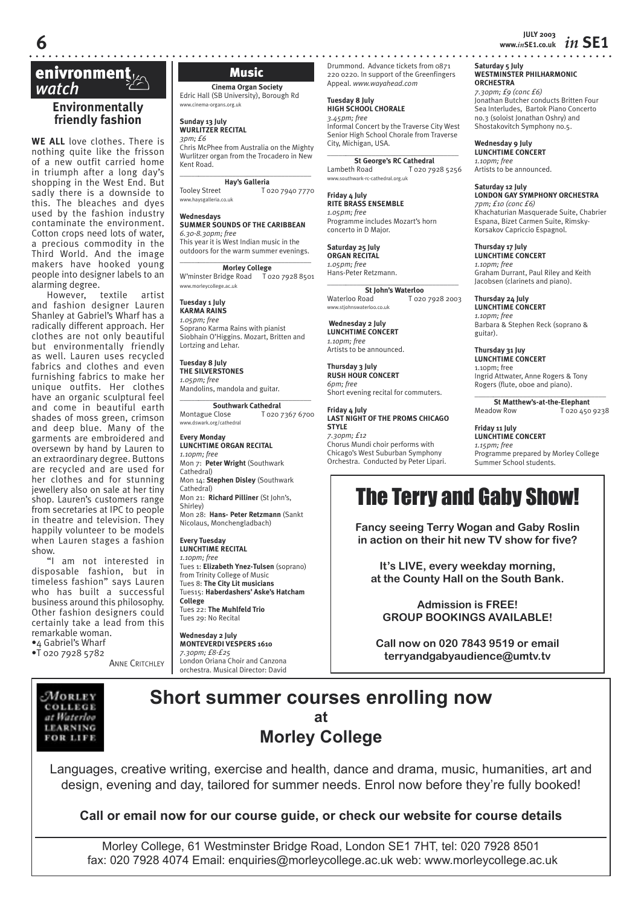## enivronment watch

### Environmentally friendly fashion

**WE ALL** love clothes. There is nothing quite like the frisson of a new outfit carried home in triumph after a long day's shopping in the West End. But sadly there is a downside to this. The bleaches and dyes used by the fashion industry contaminate the environment. Cotton crops need lots of water, a precious commodity in the Third World. And the image makers have hooked young people into designer labels to an alarming degree.

However, textile artist and fashion designer Lauren Shanley at Gabriel's Wharf has a radically different approach. Her clothes are not only beautiful but environmentally friendly as well. Lauren uses recycled fabrics and clothes and even furnishing fabrics to make her unique outfits. Her clothes have an organic sculptural feel and come in beautiful earth shades of moss green, crimson and deep blue. Many of the garments are embroidered and oversewn by hand by Lauren to an extraordinary degree. Buttons are recycled and are used for her clothes and for stunning jewellery also on sale at her tiny shop. Lauren's customers range from secretaries at IPC to people in theatre and television. They happily volunteer to be models when Lauren stages a fashion show.

"I am not interested in disposable fashion, but in timeless fashion" says Lauren who has built a successful business around this philosophy. Other fashion designers could certainly take a lead from this remarkable woman.

- 4 Gabriel's Wharf
- T 020 7928 5782

ANNE CRITCHLEY

## Music

**Cinema Organ Society**
Edric Hall (SB University), Borough Rd
www.cinema-organs.org.uk

**Sunday 13 July**
**WURLITZER RECITAL**
*3pm; £6*
Chris McPhee from Australia on the Mighty Wurlitzer organ from the Trocadero in New Kent Road.

**Hay's Galleria**
Tooley Street T 020 7940 7770
www.haysgalleria.co.uk

**Wednesdays**
**SUMMER SOUNDS OF THE CARIBBEAN**
*6.30-8.30pm; free*
This year it is West Indian music in the outdoors for the warm summer evenings.

**Morley College**
W'minster Bridge Road T 020 7928 8501
www.morleycollege.ac.uk

**Tuesday 1 July**
**KARMA RAINS**
*1.05pm; free*
Soprano Karma Rains with pianist Siobhain O'Higgins. Mozart, Britten and Lortzing and Lehar.

**Tuesday 8 July**
**THE SILVERSTONES**
*1.05pm; free*
Mandolins, mandola and guitar.

**Southwark Cathedral**
Montague Close T 020 7367 6700
www.dswark.org/cathedral

**Every Monday**
**LUNCHTIME ORGAN RECITAL**
*1.10pm; free*
Mon 7: **Peter Wright** (Southwark Cathedral)
Mon 14: **Stephen Disley** (Southwark Cathedral)
Mon 21: **Richard Pilliner** (St John's, Shirley)
Mon 28: **Hans- Peter Retzmann** (Sankt Nicolaus, Monchengladbach)

**Every Tuesday**
**LUNCHTIME RECITAL**
*1.10pm; free*
Tues 1: **Elizabeth Ynez-Tulsen** (soprano) from Trinity College of Music
Tues 8: **The City Lit musicians**
Tues15: **Haberdashers' Aske's Hatcham College**
Tues 22: **The Muhlfeld Trio**
Tues 29: No Recital

**Wednesday 2 July**
**MONTEVERDI VESPERS 1610**
*7.30pm; £8-£25*
London Oriana Choir and Canzona orchestra. Musical Director: David Drummond. Advance tickets from 0871 220 0220. In support of the Greenfingers Appeal. *www.wayahead.com*

**Tuesday 8 July**
**HIGH SCHOOL CHORALE**
*3.45pm; free*
Informal Concert by the Traverse City West Senior High School Chorale from Traverse City, Michigan, USA.

**St George's RC Cathedral**
Lambeth Road T 020 7928 5256
www.southwark-rc-cathedral.org.uk

**Friday 4 July**
**RITE BRASS ENSEMBLE**
*1.05pm; free*
Programme includes Mozart's horn concerto in D Major.

**Saturday 25 July**
**ORGAN RECITAL**
*1.05pm; free*
Hans-Peter Retzmann.

**St John's Waterloo**
Waterloo Road T 020 7928 2003
www.stjohnswaterloo.co.uk

**Wednesday 2 July**
**LUNCHTIME CONCERT**
*1.10pm; free*
Artists to be announced.

**Thursday 3 July**
**RUSH HOUR CONCERT**
*6pm; free*
Short evening recital for commuters.

**Friday 4 July**
**LAST NIGHT OF THE PROMS CHICAGO STYLE**
*7.30pm; £12*
Chorus Mundi choir performs with Chicago's West Suburban Symphony Orchestra. Conducted by Peter Lipari.

**Saturday 5 July**
**WESTMINSTER PHILHARMONIC ORCHESTRA**
*7.30pm; £9 (conc £6)*
Jonathan Butcher conducts Britten Four Sea Interludes, Bartok Piano Concerto no.3 (soloist Jonathan Oshry) and Shostakovitch Symphony no.5.

**Wednesday 9 July**
**LUNCHTIME CONCERT**
*1.10pm; free*
Artists to be announced.

**Saturday 12 July**
**LONDON GAY SYMPHONY ORCHESTRA**
*7pm; £10 (conc £6)*
Khachaturian Masquerade Suite, Chabrier Espana, Bizet Carmen Suite, Rimsky-Korsakov Capriccio Espagnol.

**Thursday 17 July**
**LUNCHTIME CONCERT**
*1.10pm; free*
Graham Durrant, Paul Riley and Keith Jacobsen (clarinets and piano).

**Thursday 24 July**
**LUNCHTIME CONCERT**
*1.10pm; free*
Barbara & Stephen Reck (soprano & guitar).

**Thursday 31 Juy**
**LUNCHTIME CONCERT**
1.10pm; free
Ingrid Attwater, Anne Rogers & Tony Rogers (flute, oboe and piano).

**St Matthew's-at-the-Elephant**
Meadow Row T 020 450 9238

**Friday 11 July**
**LUNCHTIME CONCERT**
*1.15pm; free*
Programme prepared by Morley College Summer School students.

# The Terry and Gaby Show!

**Fancy seeing Terry Wogan and Gaby Roslin in action on their hit new TV show for five?**

**It's LIVE, every weekday morning, at the County Hall on the South Bank.**

**Admission is FREE!**
**GROUP BOOKINGS AVAILABLE!**

**Call now on 020 7843 9519 or email terryandgabyaudience@umtv.tv**

MORLEY COLLEGE at Waterloo LEARNING FOR LIFE

# Short summer courses enrolling now at Morley College

Languages, creative writing, exercise and health, dance and drama, music, humanities, art and design, evening and day, tailored for summer needs. Enrol now before they're fully booked!

**Call or email now for our course guide, or check our website for course details**

Morley College, 61 Westminster Bridge Road, London SE1 7HT, tel: 020 7928 8501
fax: 020 7928 4074 Email: enquiries@morleycollege.ac.uk web: www.morleycollege.ac.uk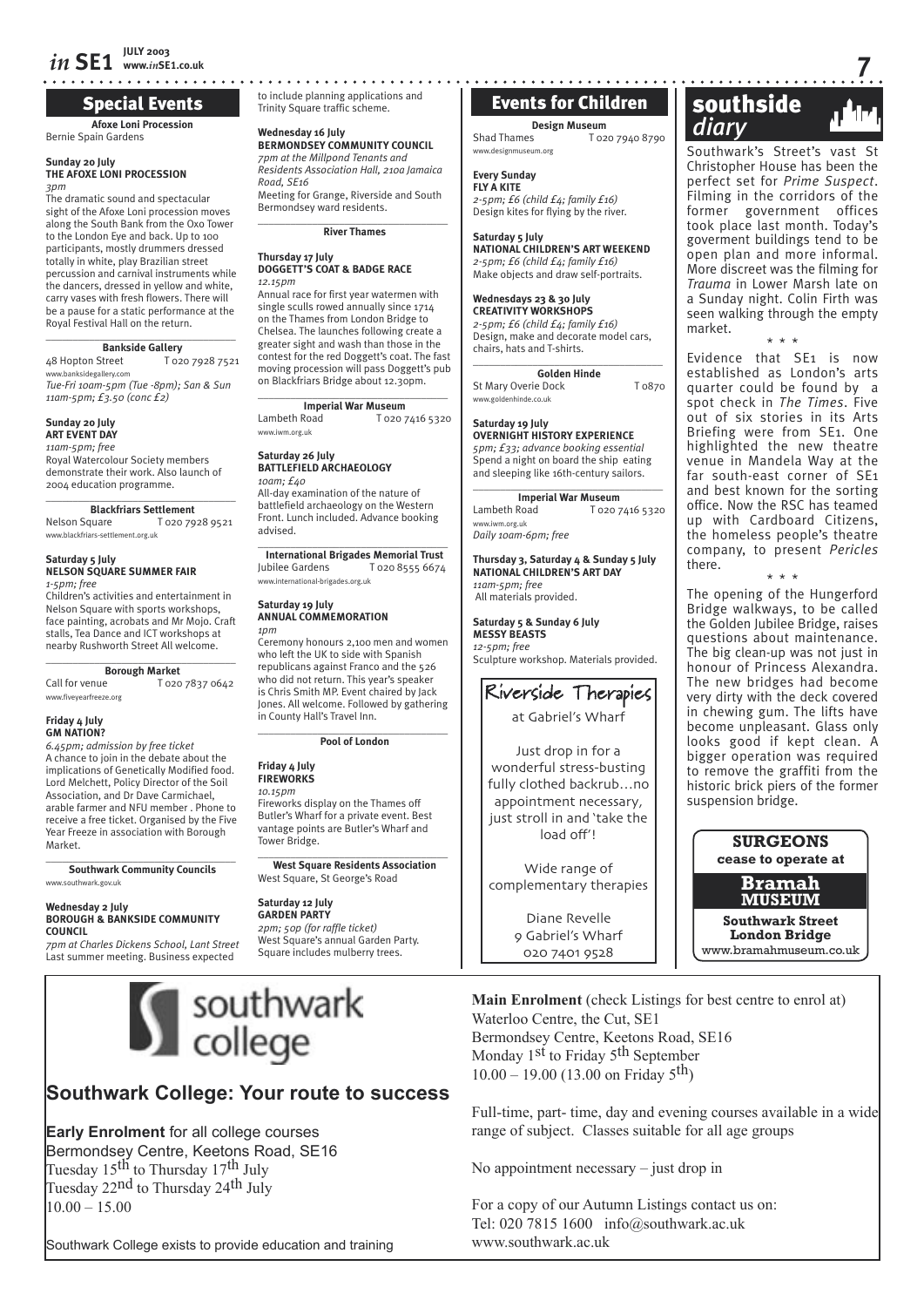## Special Events

**Afoxe Loni Procession**
Bernie Spain Gardens

**Sunday 20 July**
**THE AFOXE LONI PROCESSION**
*3pm*
The dramatic sound and spectacular sight of the Afoxe Loni procession moves along the South Bank from the Oxo Tower to the London Eye and back. Up to 100 participants, mostly drummers dressed totally in white, play Brazilian street percussion and carnival instruments while the dancers, dressed in yellow and white, carry vases with fresh flowers. There will be a pause for a static performance at the Royal Festival Hall on the return.

**Bankside Gallery**
48 Hopton Street T 020 7928 7521
www.banksidegallery.com
*Tue-Fri 10am-5pm (Tue -8pm); San & Sun 11am-5pm; £3.50 (conc £2)*

**Sunday 20 July**
**ART EVENT DAY**
*11am-5pm; free*
Royal Watercolour Society members demonstrate their work. Also launch of 2004 education programme.

**Blackfriars Settlement**
Nelson Square T 020 7928 9521
www.blackfriars-settlement.org.uk

**Saturday 5 July**
**NELSON SQUARE SUMMER FAIR**
*1-5pm; free*
Children's activities and entertainment in Nelson Square with sports workshops, face painting, acrobats and Mr Mojo. Craft stalls, Tea Dance and ICT workshops at nearby Rushworth Street All welcome.

**Borough Market**
Call for venue T 020 7837 0642
www.fiveyearfreeze.org

**Friday 4 July**
**GM NATION?**
*6.45pm; admission by free ticket*
A chance to join in the debate about the implications of Genetically Modified food. Lord Melchett, Policy Director of the Soil Association, and Dr Dave Carmichael, arable farmer and NFU member . Phone to receive a free ticket. Organised by the Five Year Freeze in association with Borough Market.

**Southwark Community Councils**
www.southwark.gov.uk

**Wednesday 2 July**
**BOROUGH & BANKSIDE COMMUNITY COUNCIL**
*7pm at Charles Dickens School, Lant Street*
Last summer meeting. Business expected to include planning applications and Trinity Square traffic scheme.

**Wednesday 16 July**
**BERMONDSEY COMMUNITY COUNCIL**
*7pm at the Millpond Tenants and Residents Association Hall, 210a Jamaica Road, SE16*
Meeting for Grange, Riverside and South Bermondsey ward residents.

**River Thames**

**Thursday 17 July**
**DOGGETT'S COAT & BADGE RACE**
*12.15pm*
Annual race for first year watermen with single sculls rowed annually since 1714 on the Thames from London Bridge to Chelsea. The launches following create a greater sight and wash than those in the contest for the red Doggett's coat. The fast moving procession will pass Doggett's pub on Blackfriars Bridge about 12.30pm.

**Imperial War Museum**
Lambeth Road T 020 7416 5320
www.iwm.org.uk

**Saturday 26 July**
**BATTLEFIELD ARCHAEOLOGY**
*10am; £40*
All-day examination of the nature of battlefield archaeology on the Western Front. Lunch included. Advance booking advised.

**International Brigades Memorial Trust**
Jubilee Gardens T 020 8555 6674
www.international-brigades.org.uk

**Saturday 19 July**
**ANNUAL COMMEMORATION**
*1pm*
Ceremony honours 2,100 men and women who left the UK to side with Spanish republicans against Franco and the 526 who did not return. This year's speaker is Chris Smith MP. Event chaired by Jack Jones. All welcome. Followed by gathering in County Hall's Travel Inn.

**Pool of London**

**Friday 4 July**
**FIREWORKS**
*10.15pm*
Fireworks display on the Thames off Butler's Wharf for a private event. Best vantage points are Butler's Wharf and Tower Bridge.

**West Square Residents Association**
West Square, St George's Road

**Saturday 12 July**
**GARDEN PARTY**
*2pm; 50p (for raffle ticket)*
West Square's annual Garden Party. Square includes mulberry trees.

## Events for Children

**Design Museum**
Shad Thames T 020 7940 8790
www.designmuseum.org

**Every Sunday**
**FLY A KITE**
*2-5pm; £6 (child £4; family £16)*
Design kites for flying by the river.

**Saturday 5 July**
**NATIONAL CHILDREN'S ART WEEKEND**
*2-5pm; £6 (child £4; family £16)*
Make objects and draw self-portraits.

**Wednesdays 23 & 30 July**
**CREATIVITY WORKSHOPS**
*2-5pm; £6 (child £4; family £16)*
Design, make and decorate model cars, chairs, hats and T-shirts.

**Golden Hinde**
St Mary Overie Dock T 0870
www.goldenhinde.co.uk

**Saturday 19 July**
**OVERNIGHT HISTORY EXPERIENCE**
*5pm; £33; advance booking essential*
Spend a night on board the ship eating and sleeping like 16th-century sailors.

**Imperial War Museum**
Lambeth Road T 020 7416 5320
www.iwm.org.uk
*Daily 10am-6pm; free*

**Thursday 3, Saturday 4 & Sunday 5 July**
**NATIONAL CHILDREN'S ART DAY**
*11am-5pm; free*
All materials provided.

**Saturday 5 & Sunday 6 July**
**MESSY BEASTS**
*12-5pm; free*
Sculpture workshop. Materials provided.

**Riverside Therapies**
at Gabriel's Wharf

Just drop in for a wonderful stress-busting fully clothed backrub…no appointment necessary, just stroll in and 'take the load off'!

Wide range of complementary therapies

Diane Revelle
9 Gabriel's Wharf
020 7401 9528

## southside diary

Southwark's Street's vast St Christopher House has been the perfect set for *Prime Suspect*. Filming in the corridors of the former government offices took place last month. Today's goverment buildings tend to be open plan and more informal. More discreet was the filming for *Trauma* in Lower Marsh late on a Sunday night. Colin Firth was seen walking through the empty market.

\* \* \*

Evidence that SE1 is now established as London's arts quarter could be found by a spot check in *The Times*. Five out of six stories in its Arts Briefing were from SE1. One highlighted the new theatre venue in Mandela Way at the far south-east corner of SE1 and best known for the sorting office. Now the RSC has teamed up with Cardboard Citizens, the homeless people's theatre company, to present *Pericles* there.

\* \* \*

The opening of the Hungerford Bridge walkways, to be called the Golden Jubilee Bridge, raises questions about maintenance. The big clean-up was not just in honour of Princess Alexandra. The new bridges had become very dirty with the deck covered in chewing gum. The lifts have become unpleasant. Glass only looks good if kept clean. A bigger operation was required to remove the graffiti from the historic brick piers of the former suspension bridge.

**SURGEONS**
**cease to operate at**
**Bramah MUSEUM**
**Southwark Street**
**London Bridge**
www.bramahmuseum.co.uk

southwark college

## Southwark College: Your route to success

**Early Enrolment** for all college courses
Bermondsey Centre, Keetons Road, SE16
Tuesday 15th to Thursday 17th July
Tuesday 22nd to Thursday 24th July
10.00 – 15.00

Southwark College exists to provide education and training

**Main Enrolment** (check Listings for best centre to enrol at)
Waterloo Centre, the Cut, SE1
Bermondsey Centre, Keetons Road, SE16
Monday 1st to Friday 5th September
10.00 – 19.00 (13.00 on Friday 5th)

Full-time, part- time, day and evening courses available in a wide range of subject. Classes suitable for all age groups

No appointment necessary – just drop in

For a copy of our Autumn Listings contact us on:
Tel: 020 7815 1600 info@southwark.ac.uk
www.southwark.ac.uk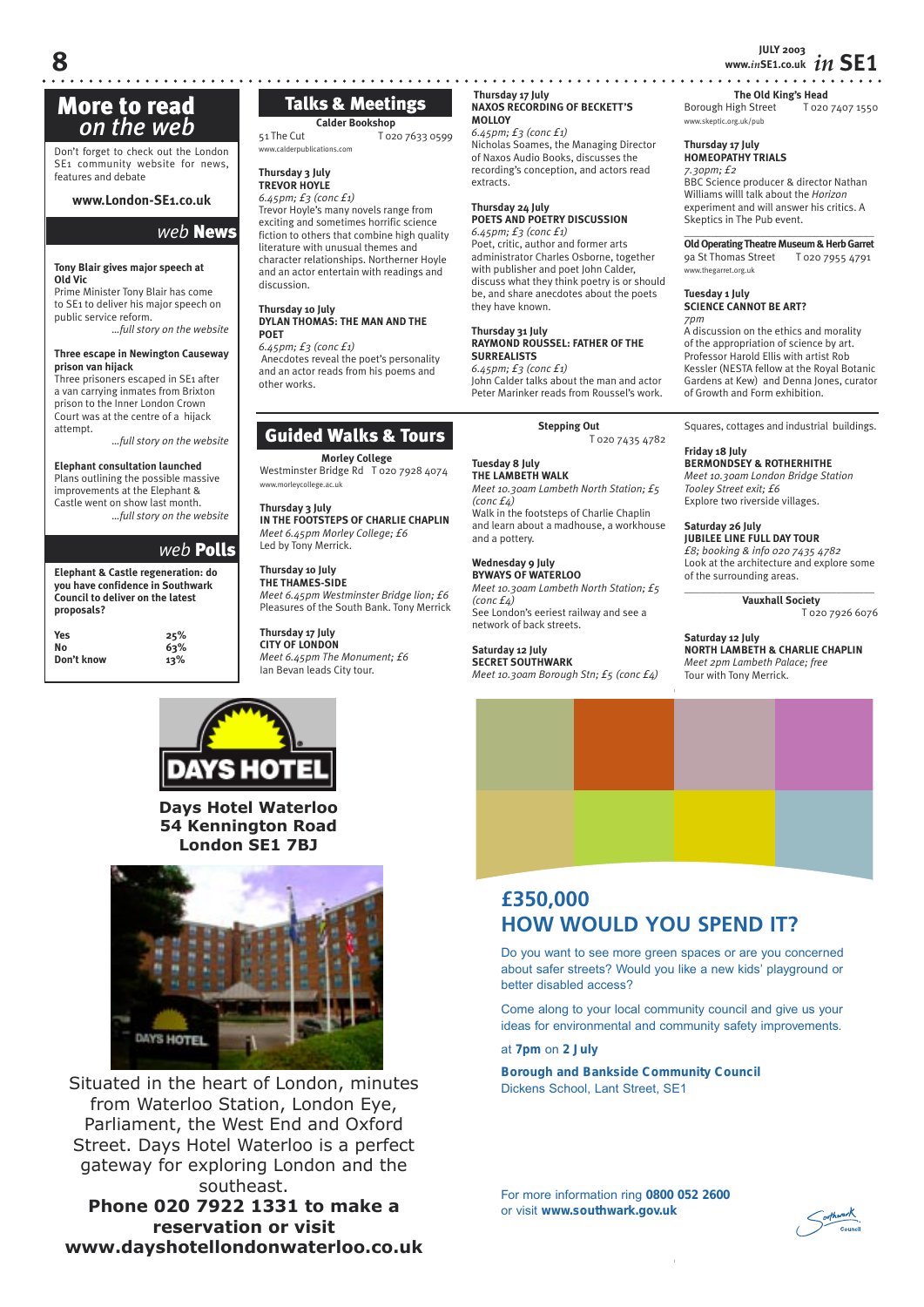## More to read *on the web*

Don't forget to check out the London SE1 community website for news, features and debate

**www.London-SE1.co.uk**

### *web* News

**Tony Blair gives major speech at Old Vic**
Prime Minister Tony Blair has come to SE1 to deliver his major speech on public service reform.
*...full story on the website*

**Three escape in Newington Causeway prison van hijack**
Three prisoners escaped in SE1 after a van carrying inmates from Brixton prison to the Inner London Crown Court was at the centre of a hijack attempt.
*...full story on the website*

**Elephant consultation launched**
Plans outlining the possible massive improvements at the Elephant & Castle went on show last month.
*...full story on the website*

### *web* Polls

**Elephant & Castle regeneration: do you have confidence in Southwark Council to deliver on the latest proposals?**

| | |
|---|---|
| **Yes** | **25%** |
| **No** | **63%** |
| **Don't know** | **13%** |

## Talks & Meetings

**Calder Bookshop**
51 The Cut T 020 7633 0599
www.calderpublications.com

**Thursday 3 July**
**TREVOR HOYLE**
*6.45pm; £3 (conc £1)*
Trevor Hoyle's many novels range from exciting and sometimes horrific science fiction to others that combine high quality literature with unusual themes and character relationships. Northerner Hoyle and an actor entertain with readings and discussion.

**Thursday 10 July**
**DYLAN THOMAS: THE MAN AND THE POET**
*6.45pm; £3 (conc £1)*
Anecdotes reveal the poet's personality and an actor reads from his poems and other works.

**Thursday 17 July**
**NAXOS RECORDING OF BECKETT'S MOLLOY**
*6.45pm; £3 (conc £1)*
Nicholas Soames, the Managing Director of Naxos Audio Books, discusses the recording's conception, and actors read extracts.

**Thursday 24 July**
**POETS AND POETRY DISCUSSION**
*6.45pm; £3 (conc £1)*
Poet, critic, author and former arts administrator Charles Osborne, together with publisher and poet John Calder, discuss what they think poetry is or should be, and share anecdotes about the poets they have known.

**Thursday 31 July**
**RAYMOND ROUSSEL: FATHER OF THE SURREALISTS**
*6.45pm; £3 (conc £1)*
John Calder talks about the man and actor Peter Marinker reads from Roussel's work.

**The Old King's Head**
Borough High Street T 020 7407 1550
www.skeptic.org.uk/pub

**Thursday 17 July**
**HOMEOPATHY TRIALS**
*7.30pm; £2*
BBC Science producer & director Nathan Williams willl talk about the *Horizon* experiment and will answer his critics. A Skeptics in The Pub event.

**Old Operating Theatre Museum & Herb Garret**
9a St Thomas Street T 020 7955 4791
www.thegarret.org.uk

**Tuesday 1 July**
**SCIENCE CANNOT BE ART?**
*7pm*
A discussion on the ethics and morality of the appropriation of science by art. Professor Harold Ellis with artist Rob Kessler (NESTA fellow at the Royal Botanic Gardens at Kew) and Denna Jones, curator of Growth and Form exhibition.

## Guided Walks & Tours

**Morley College**
Westminster Bridge Rd T 020 7928 4074
www.morleycollege.ac.uk

**Thursday 3 July**
**IN THE FOOTSTEPS OF CHARLIE CHAPLIN**
*Meet 6.45pm Morley College; £6*
Led by Tony Merrick.

**Thursday 10 July**
**THE THAMES-SIDE**
*Meet 6.45pm Westminster Bridge lion; £6*
Pleasures of the South Bank. Tony Merrick

**Thursday 17 July**
**CITY OF LONDON**
*Meet 6.45pm The Monument; £6*
Ian Bevan leads City tour.

**Stepping Out**
T 020 7435 4782

**Tuesday 8 July**
**THE LAMBETH WALK**
*Meet 10.30am Lambeth North Station; £5 (conc £4)*
In the footsteps of Charlie Chaplin and learn about a madhouse, a workhouse and a pottery.

**Wednesday 9 July**
**BYWAYS OF WATERLOO**
*Meet 10.30am Lambeth North Station; £5 (conc £4)*
See London's eeriest railway and see a network of back streets.

**Saturday 12 July**
**SECRET SOUTHWARK**
*Meet 10.30am Borough Stn; £5 (conc £4)*
Squares, cottages and industrial buildings.

**Friday 18 July**
**BERMONDSEY & ROTHERHITHE**
*Meet 10.30am London Bridge Station Tooley Street exit; £6*
Explore two riverside villages.

**Saturday 26 July**
**JUBILEE LINE FULL DAY TOUR**
*£8; booking & info 020 7435 4782*
Look at the architecture and explore some of the surrounding areas.

**Vauxhall Society**
T 020 7926 6076

**Saturday 12 July**
**NORTH LAMBETH & CHARLIE CHAPLIN**
*Meet 2pm Lambeth Palace; free*
Tour with Tony Merrick.

---

**DAYS HOTEL**

**Days Hotel Waterloo**
**54 Kennington Road**
**London SE1 7BJ**

Situated in the heart of London, minutes from Waterloo Station, London Eye, Parliament, the West End and Oxford Street. Days Hotel Waterloo is a perfect gateway for exploring London and the southeast.

**Phone 020 7922 1331 to make a reservation or visit www.dayshotellondonwaterloo.co.uk**

---

## £350,000 HOW WOULD YOU SPEND IT?

Do you want to see more green spaces or are you concerned about safer streets? Would you like a new kids' playground or better disabled access?

Come along to your local community council and give us your ideas for environmental and community safety improvements.

at **7pm** on **2 July**

**Borough and Bankside Community Council**
Dickens School, Lant Street, SE1

For more information ring **0800 052 2600**
or visit **www.southwark.gov.uk**

Southwark Council